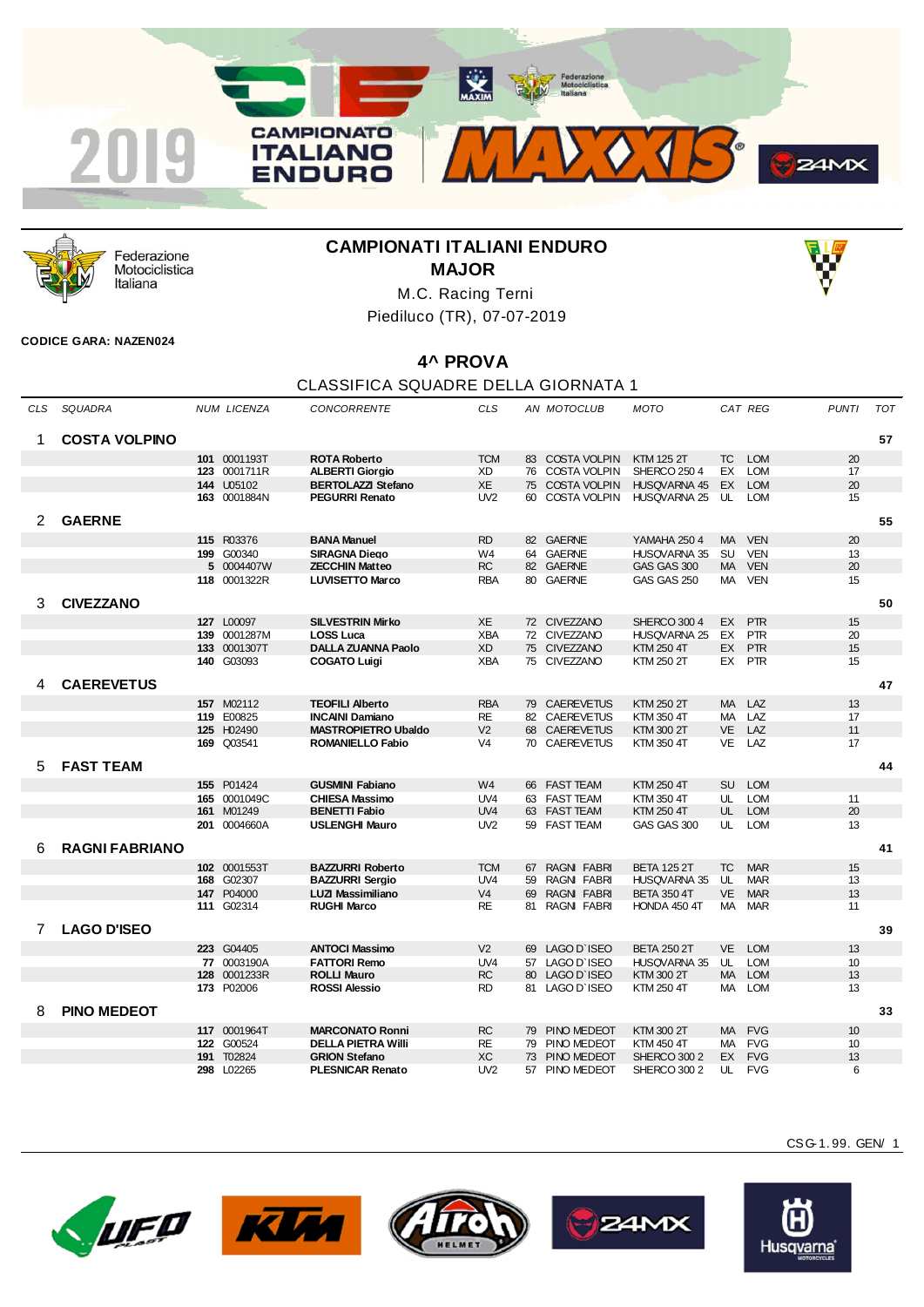## CAMPIONATI ITALIANI ENDURO
## MAJOR

M.C. Racing Terni

Piediluco (TR), 07-07-2019

**CODICE GARA: NAZEN024**

### 4^ PROVA

CLASSIFICA SQUADRE DELLA GIORNATA 1

| CLS | SQUADRA | NUM | LICENZA | CONCORRENTE | CLS | AN | MOTOCLUB | MOTO | CAT | REG | PUNTI | TOT |
|---|---|---|---|---|---|---|---|---|---|---|---|---|
| 1 | **COSTA VOLPINO** | | | | | | | | | | | **57** |
| | | **101** | 0001193T | **ROTA Roberto** | TCM | 83 | COSTA VOLPIN | KTM 125 2T | TC | LOM | 20 | |
| | | **123** | 0001711R | **ALBERTI Giorgio** | XD | 76 | COSTA VOLPIN | SHERCO 250 4 | EX | LOM | 17 | |
| | | **144** | U05102 | **BERTOLAZZI Stefano** | XE | 75 | COSTA VOLPIN | HUSQVARNA 45 | EX | LOM | 20 | |
| | | **163** | 0001884N | **PEGURRI Renato** | UV2 | 60 | COSTA VOLPIN | HUSQVARNA 25 | UL | LOM | 15 | |
| 2 | **GAERNE** | | | | | | | | | | | **55** |
| | | **115** | R03376 | **BANA Manuel** | RD | 82 | GAERNE | YAMAHA 250 4 | MA | VEN | 20 | |
| | | **199** | G00340 | **SIRAGNA Diego** | W4 | 64 | GAERNE | HUSQVARNA 35 | SU | VEN | 13 | |
| | | **5** | 0004407W | **ZECCHIN Matteo** | RC | 82 | GAERNE | GAS GAS 300 | MA | VEN | 20 | |
| | | **118** | 0001322R | **LUVISETTO Marco** | RBA | 80 | GAERNE | GAS GAS 250 | MA | VEN | 15 | |
| 3 | **CIVEZZANO** | | | | | | | | | | | **50** |
| | | **127** | L00097 | **SILVESTRIN Mirko** | XE | 72 | CIVEZZANO | SHERCO 300 4 | EX | PTR | 15 | |
| | | **139** | 0001287M | **LOSS Luca** | XBA | 72 | CIVEZZANO | HUSQVARNA 25 | EX | PTR | 20 | |
| | | **133** | 0001307T | **DALLA ZUANNA Paolo** | XD | 75 | CIVEZZANO | KTM 250 4T | EX | PTR | 15 | |
| | | **140** | G03093 | **COGATO Luigi** | XBA | 75 | CIVEZZANO | KTM 250 2T | EX | PTR | 15 | |
| 4 | **CAEREVETUS** | | | | | | | | | | | **47** |
| | | **157** | M02112 | **TEOFILI Alberto** | RBA | 79 | CAEREVETUS | KTM 250 2T | MA | LAZ | 13 | |
| | | **119** | E00825 | **INCAINI Damiano** | RE | 82 | CAEREVETUS | KTM 350 4T | MA | LAZ | 17 | |
| | | **125** | H02490 | **MASTROPIETRO Ubaldo** | V2 | 68 | CAEREVETUS | KTM 300 2T | VE | LAZ | 11 | |
| | | **169** | Q03541 | **ROMANIELLO Fabio** | V4 | 70 | CAEREVETUS | KTM 350 4T | VE | LAZ | 17 | |
| 5 | **FAST TEAM** | | | | | | | | | | | **44** |
| | | **155** | P01424 | **GUSMINI Fabiano** | W4 | 66 | FAST TEAM | KTM 250 4T | SU | LOM | | |
| | | **165** | 0001049C | **CHIESA Massimo** | UV4 | 63 | FAST TEAM | KTM 350 4T | UL | LOM | 11 | |
| | | **161** | M01249 | **BENETTI Fabio** | UV4 | 63 | FAST TEAM | KTM 250 4T | UL | LOM | 20 | |
| | | **201** | 0004660A | **USLENGHI Mauro** | UV2 | 59 | FAST TEAM | GAS GAS 300 | UL | LOM | 13 | |
| 6 | **RAGNI FABRIANO** | | | | | | | | | | | **41** |
| | | **102** | 0001553T | **BAZZURRI Roberto** | TCM | 67 | RAGNI FABRI | BETA 125 2T | TC | MAR | 15 | |
| | | **168** | G02307 | **BAZZURRI Sergio** | UV4 | 59 | RAGNI FABRI | HUSQVARNA 35 | UL | MAR | 13 | |
| | | **147** | P04000 | **LUZI Massimiliano** | V4 | 69 | RAGNI FABRI | BETA 350 4T | VE | MAR | 13 | |
| | | **111** | G02314 | **RUGHI Marco** | RE | 81 | RAGNI FABRI | HONDA 450 4T | MA | MAR | 11 | |
| 7 | **LAGO D'ISEO** | | | | | | | | | | | **39** |
| | | **223** | G04405 | **ANTOCI Massimo** | V2 | 69 | LAGO D`ISEO | BETA 250 2T | VE | LOM | 13 | |
| | | **77** | 0003190A | **FATTORI Remo** | UV4 | 57 | LAGO D`ISEO | HUSQVARNA 35 | UL | LOM | 10 | |
| | | **128** | 0001233R | **ROLLI Mauro** | RC | 80 | LAGO D`ISEO | KTM 300 2T | MA | LOM | 13 | |
| | | **173** | P02006 | **ROSSI Alessio** | RD | 81 | LAGO D`ISEO | KTM 250 4T | MA | LOM | 13 | |
| 8 | **PINO MEDEOT** | | | | | | | | | | | **33** |
| | | **117** | 0001964T | **MARCONATO Ronni** | RC | 79 | PINO MEDEOT | KTM 300 2T | MA | FVG | 10 | |
| | | **122** | G00524 | **DELLA PIETRA Willi** | RE | 79 | PINO MEDEOT | KTM 450 4T | MA | FVG | 10 | |
| | | **191** | T02824 | **GRION Stefano** | XC | 73 | PINO MEDEOT | SHERCO 300 2 | EX | FVG | 13 | |
| | | **298** | L02265 | **PLESNICAR Renato** | UV2 | 57 | PINO MEDEOT | SHERCO 300 2 | UL | FVG | 6 | |

CSG-1.99. GEN/ 1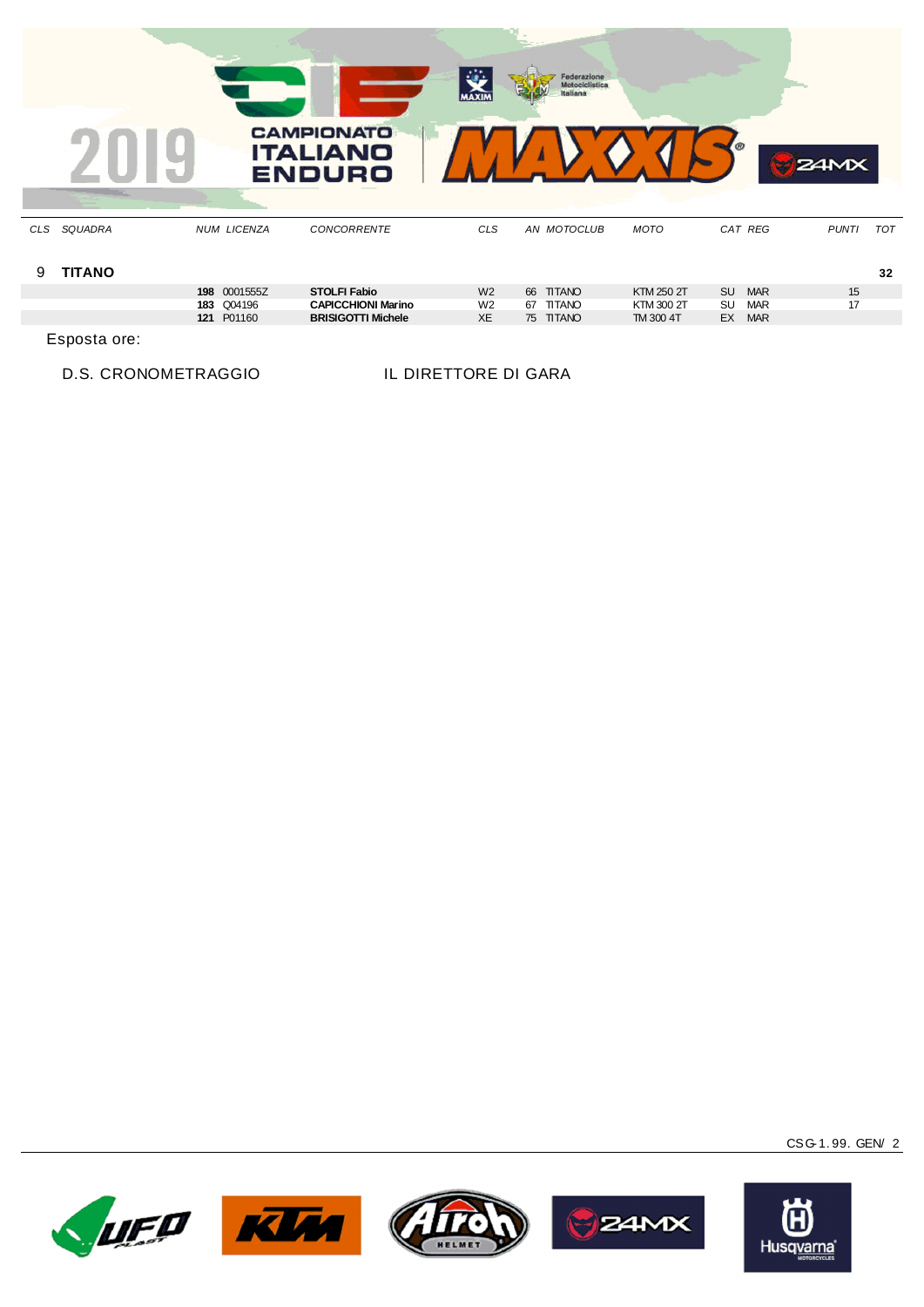| CLS | SQUADRA | NUM | LICENZA | CONCORRENTE | CLS | AN | MOTOCLUB | MOTO | CAT | REG | PUNTI | TOT |
|---|---|---|---|---|---|---|---|---|---|---|---|---|
| 9 | **TITANO** | | | | | | | | | | | **32** |
| | | **198** | 0001555Z | **STOLFI Fabio** | W2 | 66 | TITANO | KTM 250 2T | SU | MAR | 15 | |
| | | **183** | Q04196 | **CAPICCHIONI Marino** | W2 | 67 | TITANO | KTM 300 2T | SU | MAR | 17 | |
| | | **121** | P01160 | **BRISIGOTTI Michele** | XE | 75 | TITANO | TM 300 4T | EX | MAR | | |

Esposta ore:

D.S. CRONOMETRAGGIO

IL DIRETTORE DI GARA

CSG-1.99. GEN/ 2